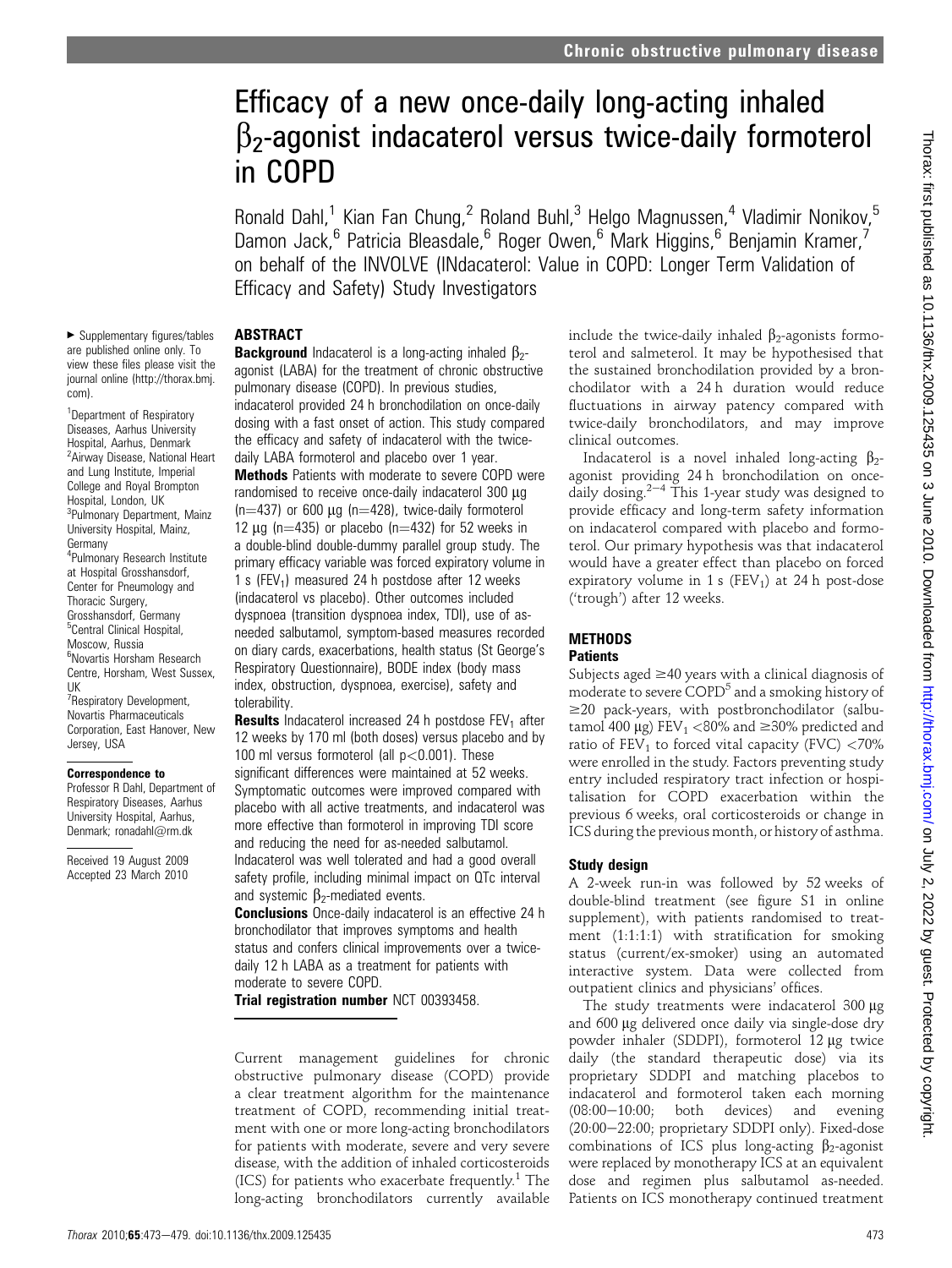# Efficacy of a new once-daily long-acting inhaled $\beta_2$-agonist indacaterol versus twice-daily formoterol in COPD

Ronald Dahl,[1] Kian Fan Chung,[2] Roland Buhl,[3] Helgo Magnussen,[4] Vladimir Nonikov,[5] Damon Jack,[6] Patricia Bleasdale,[6] Roger Owen,[6] Mark Higgins,[6] Benjamin Kramer,[7] on behalf of the INVOLVE (INdacaterol: Value in COPD: Longer Term Validation of Efficacy and Safety) Study Investigators

► Supplementary figures/tables are published online only. To view these files please visit the journal online (http://thorax.bmj.com).

[1]Department of Respiratory Diseases, Aarhus University Hospital, Aarhus, Denmark
[2]Airway Disease, National Heart and Lung Institute, Imperial College and Royal Brompton Hospital, London, UK
[3]Pulmonary Department, Mainz University Hospital, Mainz, Germany
[4]Pulmonary Research Institute at Hospital Grosshansdorf, Center for Pneumology and Thoracic Surgery, Grosshansdorf, Germany
[5]Central Clinical Hospital, Moscow, Russia
[6]Novartis Horsham Research Centre, Horsham, West Sussex, UK
[7]Respiratory Development, Novartis Pharmaceuticals Corporation, East Hanover, New Jersey, USA

**Correspondence to**
Professor R Dahl, Department of Respiratory Diseases, Aarhus University Hospital, Aarhus, Denmark; ronadahl@rm.dk

Received 19 August 2009
Accepted 23 March 2010

## ABSTRACT

**Background** Indacaterol is a long-acting inhaled $\beta_2$-agonist (LABA) for the treatment of chronic obstructive pulmonary disease (COPD). In previous studies, indacaterol provided 24 h bronchodilation on once-daily dosing with a fast onset of action. This study compared the efficacy and safety of indacaterol with the twice-daily LABA formoterol and placebo over 1 year.

**Methods** Patients with moderate to severe COPD were randomised to receive once-daily indacaterol 300 μg (n=437) or 600 μg (n=428), twice-daily formoterol 12 μg (n=435) or placebo (n=432) for 52 weeks in a double-blind double-dummy parallel group study. The primary efficacy variable was forced expiratory volume in 1 s ($FEV_1$) measured 24 h postdose after 12 weeks (indacaterol vs placebo). Other outcomes included dyspnoea (transition dyspnoea index, TDI), use of as-needed salbutamol, symptom-based measures recorded on diary cards, exacerbations, health status (St George's Respiratory Questionnaire), BODE index (body mass index, obstruction, dyspnoea, exercise), safety and tolerability.

**Results** Indacaterol increased 24 h postdose $FEV_1$ after 12 weeks by 170 ml (both doses) versus placebo and by 100 ml versus formoterol (all $p<0.001$). These significant differences were maintained at 52 weeks. Symptomatic outcomes were improved compared with placebo with all active treatments, and indacaterol was more effective than formoterol in improving TDI score and reducing the need for as-needed salbutamol. Indacaterol was well tolerated and had a good overall safety profile, including minimal impact on QTc interval and systemic $\beta_2$-mediated events.

**Conclusions** Once-daily indacaterol is an effective 24 h bronchodilator that improves symptoms and health status and confers clinical improvements over a twice-daily 12 h LABA as a treatment for patients with moderate to severe COPD.

**Trial registration number** NCT 00393458.

Current management guidelines for chronic obstructive pulmonary disease (COPD) provide a clear treatment algorithm for the maintenance treatment of COPD, recommending initial treatment with one or more long-acting bronchodilators for patients with moderate, severe and very severe disease, with the addition of inhaled corticosteroids (ICS) for patients who exacerbate frequently.[1] The long-acting bronchodilators currently available include the twice-daily inhaled $\beta_2$-agonists formoterol and salmeterol. It may be hypothesised that the sustained bronchodilation provided by a bronchodilator with a 24 h duration would reduce fluctuations in airway patency compared with twice-daily bronchodilators, and may improve clinical outcomes.

Indacaterol is a novel inhaled long-acting $\beta_2$-agonist providing 24 h bronchodilation on once-daily dosing.[2–4] This 1-year study was designed to provide efficacy and long-term safety information on indacaterol compared with placebo and formoterol. Our primary hypothesis was that indacaterol would have a greater effect than placebo on forced expiratory volume in 1 s ($FEV_1$) at 24 h post-dose ('trough') after 12 weeks.

## METHODS

### Patients

Subjects aged ≥40 years with a clinical diagnosis of moderate to severe COPD[5] and a smoking history of ≥20 pack-years, with postbronchodilator (salbutamol 400 μg) $FEV_1$ <80% and ≥30% predicted and ratio of $FEV_1$ to forced vital capacity (FVC) <70% were enrolled in the study. Factors preventing study entry included respiratory tract infection or hospitalisation for COPD exacerbation within the previous 6 weeks, oral corticosteroids or change in ICS during the previous month, or history of asthma.

### Study design

A 2-week run-in was followed by 52 weeks of double-blind treatment (see figure S1 in online supplement), with patients randomised to treatment (1:1:1:1) with stratification for smoking status (current/ex-smoker) using an automated interactive system. Data were collected from outpatient clinics and physicians' offices.

The study treatments were indacaterol 300 μg and 600 μg delivered once daily via single-dose dry powder inhaler (SDDPI), formoterol 12 μg twice daily (the standard therapeutic dose) via its proprietary SDDPI and matching placebos to indacaterol and formoterol taken each morning (08:00–10:00; both devices) and evening (20:00–22:00; proprietary SDDPI only). Fixed-dose combinations of ICS plus long-acting $\beta_2$-agonist were replaced by monotherapy ICS at an equivalent dose and regimen plus salbutamol as-needed. Patients on ICS monotherapy continued treatment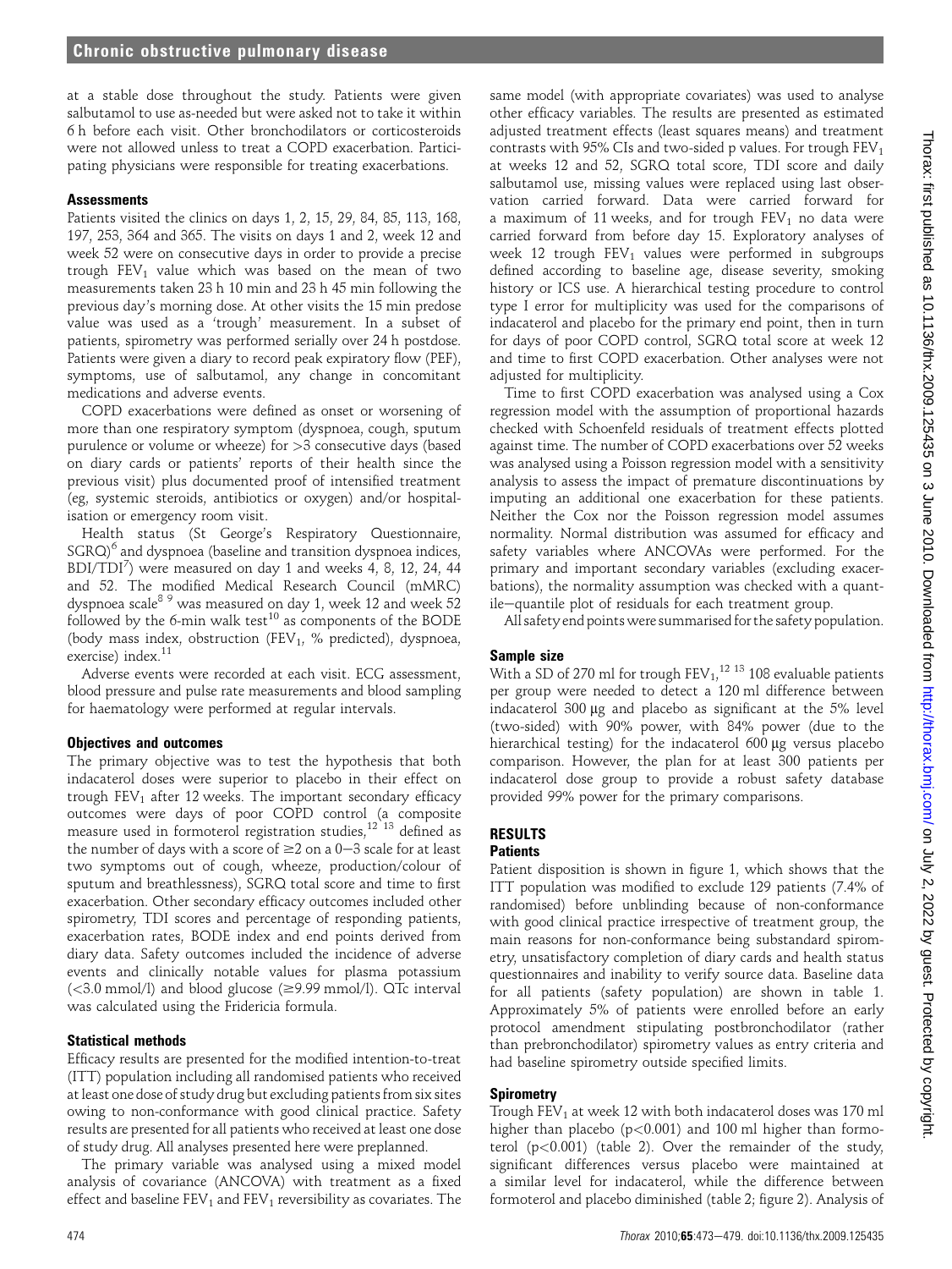at a stable dose throughout the study. Patients were given salbutamol to use as-needed but were asked not to take it within 6 h before each visit. Other bronchodilators or corticosteroids were not allowed unless to treat a COPD exacerbation. Participating physicians were responsible for treating exacerbations.

### Assessments

Patients visited the clinics on days 1, 2, 15, 29, 84, 85, 113, 168, 197, 253, 364 and 365. The visits on days 1 and 2, week 12 and week 52 were on consecutive days in order to provide a precise trough $FEV_1$ value which was based on the mean of two measurements taken 23 h 10 min and 23 h 45 min following the previous day's morning dose. At other visits the 15 min predose value was used as a 'trough' measurement. In a subset of patients, spirometry was performed serially over 24 h postdose. Patients were given a diary to record peak expiratory flow (PEF), symptoms, use of salbutamol, any change in concomitant medications and adverse events.

COPD exacerbations were defined as onset or worsening of more than one respiratory symptom (dyspnoea, cough, sputum purulence or volume or wheeze) for >3 consecutive days (based on diary cards or patients' reports of their health since the previous visit) plus documented proof of intensified treatment (eg, systemic steroids, antibiotics or oxygen) and/or hospitalisation or emergency room visit.

Health status (St George's Respiratory Questionnaire, SGRQ)[6] and dyspnoea (baseline and transition dyspnoea indices, BDI/TDI[7]) were measured on day 1 and weeks 4, 8, 12, 24, 44 and 52. The modified Medical Research Council (mMRC) dyspnoea scale[8 9] was measured on day 1, week 12 and week 52 followed by the 6-min walk test[10] as components of the BODE (body mass index, obstruction ($FEV_1$, % predicted), dyspnoea, exercise) index.[11]

Adverse events were recorded at each visit. ECG assessment, blood pressure and pulse rate measurements and blood sampling for haematology were performed at regular intervals.

### Objectives and outcomes

The primary objective was to test the hypothesis that both indacaterol doses were superior to placebo in their effect on trough $FEV_1$ after 12 weeks. The important secondary efficacy outcomes were days of poor COPD control (a composite measure used in formoterol registration studies,[12 13] defined as the number of days with a score of ≥2 on a 0–3 scale for at least two symptoms out of cough, wheeze, production/colour of sputum and breathlessness), SGRQ total score and time to first exacerbation. Other secondary efficacy outcomes included other spirometry, TDI scores and percentage of responding patients, exacerbation rates, BODE index and end points derived from diary data. Safety outcomes included the incidence of adverse events and clinically notable values for plasma potassium (<3.0 mmol/l) and blood glucose (≥9.99 mmol/l). QTc interval was calculated using the Fridericia formula.

### Statistical methods

Efficacy results are presented for the modified intention-to-treat (ITT) population including all randomised patients who received at least one dose of study drug but excluding patients from six sites owing to non-conformance with good clinical practice. Safety results are presented for all patients who received at least one dose of study drug. All analyses presented here were preplanned.

The primary variable was analysed using a mixed model analysis of covariance (ANCOVA) with treatment as a fixed effect and baseline $FEV_1$ and $FEV_1$ reversibility as covariates. The same model (with appropriate covariates) was used to analyse other efficacy variables. The results are presented as estimated adjusted treatment effects (least squares means) and treatment contrasts with 95% CIs and two-sided p values. For trough $FEV_1$ at weeks 12 and 52, SGRQ total score, TDI score and daily salbutamol use, missing values were replaced using last observation carried forward. Data were carried forward for a maximum of 11 weeks, and for trough $FEV_1$ no data were carried forward from before day 15. Exploratory analyses of week 12 trough $FEV_1$ values were performed in subgroups defined according to baseline age, disease severity, smoking history or ICS use. A hierarchical testing procedure to control type I error for multiplicity was used for the comparisons of indacaterol and placebo for the primary end point, then in turn for days of poor COPD control, SGRQ total score at week 12 and time to first COPD exacerbation. Other analyses were not adjusted for multiplicity.

Time to first COPD exacerbation was analysed using a Cox regression model with the assumption of proportional hazards checked with Schoenfeld residuals of treatment effects plotted against time. The number of COPD exacerbations over 52 weeks was analysed using a Poisson regression model with a sensitivity analysis to assess the impact of premature discontinuations by imputing an additional one exacerbation for these patients. Neither the Cox nor the Poisson regression model assumes normality. Normal distribution was assumed for efficacy and safety variables where ANCOVAs were performed. For the primary and important secondary variables (excluding exacerbations), the normality assumption was checked with a quantile–quantile plot of residuals for each treatment group.

All safety end points were summarised for the safety population.

### Sample size

With a SD of 270 ml for trough $FEV_1$,[12 13] 108 evaluable patients per group were needed to detect a 120 ml difference between indacaterol 300 μg and placebo as significant at the 5% level (two-sided) with 90% power, with 84% power (due to the hierarchical testing) for the indacaterol 600 μg versus placebo comparison. However, the plan for at least 300 patients per indacaterol dose group to provide a robust safety database provided 99% power for the primary comparisons.

## RESULTS

### Patients

Patient disposition is shown in figure 1, which shows that the ITT population was modified to exclude 129 patients (7.4% of randomised) before unblinding because of non-conformance with good clinical practice irrespective of treatment group, the main reasons for non-conformance being substandard spirometry, unsatisfactory completion of diary cards and health status questionnaires and inability to verify source data. Baseline data for all patients (safety population) are shown in table 1. Approximately 5% of patients were enrolled before an early protocol amendment stipulating postbronchodilator (rather than prebronchodilator) spirometry values as entry criteria and had baseline spirometry outside specified limits.

### Spirometry

Trough $FEV_1$ at week 12 with both indacaterol doses was 170 ml higher than placebo ($p<0.001$) and 100 ml higher than formoterol ($p<0.001$) (table 2). Over the remainder of the study, significant differences versus placebo were maintained at a similar level for indacaterol, while the difference between formoterol and placebo diminished (table 2; figure 2). Analysis of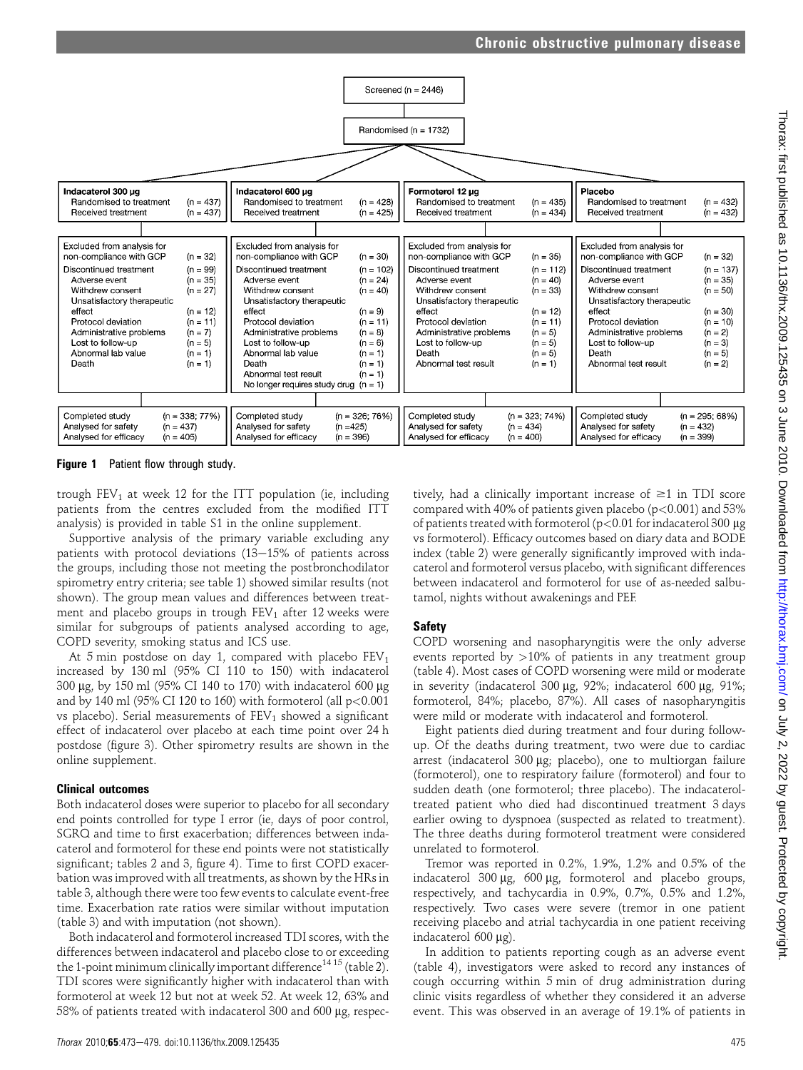Screened (n = 2446)

Randomised (n = 1732)

| Indacaterol 300 μg | | Indacaterol 600 μg | | Formoterol 12 μg | | Placebo | |
|---|---|---|---|---|---|---|---|
| Randomised to treatment | (n = 437) | Randomised to treatment | (n = 428) | Randomised to treatment | (n = 435) | Randomised to treatment | (n = 432) |
| Received treatment | (n = 437) | Received treatment | (n = 425) | Received treatment | (n = 434) | Received treatment | (n = 432) |
| Excluded from analysis for non-compliance with GCP | (n = 32) | Excluded from analysis for non-compliance with GCP | (n = 30) | Excluded from analysis for non-compliance with GCP | (n = 35) | Excluded from analysis for non-compliance with GCP | (n = 32) |
| Discontinued treatment | (n = 99) | Discontinued treatment | (n = 102) | Discontinued treatment | (n = 112) | Discontinued treatment | (n = 137) |
| Adverse event | (n = 35) | Adverse event | (n = 24) | Adverse event | (n = 40) | Adverse event | (n = 35) |
| Withdrew consent | (n = 27) | Withdrew consent | (n = 40) | Withdrew consent | (n = 33) | Withdrew consent | (n = 50) |
| Unsatisfactory therapeutic effect | (n = 12) | Unsatisfactory therapeutic effect | (n = 9) | Unsatisfactory therapeutic effect | (n = 12) | Unsatisfactory therapeutic effect | (n = 30) |
| Protocol deviation | (n = 11) | Protocol deviation | (n = 11) | Protocol deviation | (n = 11) | Protocol deviation | (n = 10) |
| Administrative problems | (n = 7) | Administrative problems | (n = 8) | Administrative problems | (n = 5) | Administrative problems | (n = 2) |
| Lost to follow-up | (n = 5) | Lost to follow-up | (n = 6) | Lost to follow-up | (n = 5) | Lost to follow-up | (n = 3) |
| Abnormal lab value | (n = 1) | Abnormal lab value | (n = 1) | Death | (n = 5) | Death | (n = 5) |
| Death | (n = 1) | Death | (n = 1) | Abnormal test result | (n = 1) | Abnormal test result | (n = 2) |
| | | Abnormal test result | (n = 1) | | | | |
| | | No longer requires study drug | (n = 1) | | | | |
| Completed study | (n = 338; 77%) | Completed study | (n = 326; 76%) | Completed study | (n = 323; 74%) | Completed study | (n = 295; 68%) |
| Analysed for safety | (n = 437) | Analysed for safety | (n = 425) | Analysed for safety | (n = 434) | Analysed for safety | (n = 432) |
| Analysed for efficacy | (n = 405) | Analysed for efficacy | (n = 396) | Analysed for efficacy | (n = 400) | Analysed for efficacy | (n = 399) |

**Figure 1** Patient flow through study.

trough $FEV_1$ at week 12 for the ITT population (ie, including patients from the centres excluded from the modified ITT analysis) is provided in table S1 in the online supplement.

Supportive analysis of the primary variable excluding any patients with protocol deviations (13–15% of patients across the groups, including those not meeting the postbronchodilator spirometry entry criteria; see table 1) showed similar results (not shown). The group mean values and differences between treatment and placebo groups in trough $FEV_1$ after 12 weeks were similar for subgroups of patients analysed according to age, COPD severity, smoking status and ICS use.

At 5 min postdose on day 1, compared with placebo $FEV_1$ increased by 130 ml (95% CI 110 to 150) with indacaterol 300 μg, by 150 ml (95% CI 140 to 170) with indacaterol 600 μg and by 140 ml (95% CI 120 to 160) with formoterol (all $p<0.001$ vs placebo). Serial measurements of $FEV_1$ showed a significant effect of indacaterol over placebo at each time point over 24 h postdose (figure 3). Other spirometry results are shown in the online supplement.

## Clinical outcomes

Both indacaterol doses were superior to placebo for all secondary end points controlled for type I error (ie, days of poor control, SGRQ and time to first exacerbation; differences between indacaterol and formoterol for these end points were not statistically significant; tables 2 and 3, figure 4). Time to first COPD exacerbation was improved with all treatments, as shown by the HRs in table 3, although there were too few events to calculate event-free time. Exacerbation rate ratios were similar without imputation (table 3) and with imputation (not shown).

Both indacaterol and formoterol increased TDI scores, with the differences between indacaterol and placebo close to or exceeding the 1-point minimum clinically important difference[14,15] (table 2). TDI scores were significantly higher with indacaterol than with formoterol at week 12 but not at week 52. At week 12, 63% and 58% of patients treated with indacaterol 300 and 600 μg, respectively, had a clinically important increase of ≥1 in TDI score compared with 40% of patients given placebo ($p<0.001$) and 53% of patients treated with formoterol ($p<0.01$ for indacaterol 300 μg vs formoterol). Efficacy outcomes based on diary data and BODE index (table 2) were generally significantly improved with indacaterol and formoterol versus placebo, with significant differences between indacaterol and formoterol for use of as-needed salbutamol, nights without awakenings and PEF.

## Safety

COPD worsening and nasopharyngitis were the only adverse events reported by >10% of patients in any treatment group (table 4). Most cases of COPD worsening were mild or moderate in severity (indacaterol 300 μg, 92%; indacaterol 600 μg, 91%; formoterol, 84%; placebo, 87%). All cases of nasopharyngitis were mild or moderate with indacaterol and formoterol.

Eight patients died during treatment and four during follow-up. Of the deaths during treatment, two were due to cardiac arrest (indacaterol 300 μg; placebo), one to multiorgan failure (formoterol), one to respiratory failure (formoterol) and four to sudden death (one formoterol; three placebo). The indacaterol-treated patient who died had discontinued treatment 3 days earlier owing to dyspnoea (suspected as related to treatment). The three deaths during formoterol treatment were considered unrelated to formoterol.

Tremor was reported in 0.2%, 1.9%, 1.2% and 0.5% of the indacaterol 300 μg, 600 μg, formoterol and placebo groups, respectively, and tachycardia in 0.9%, 0.7%, 0.5% and 1.2%, respectively. Two cases were severe (tremor in one patient receiving placebo and atrial tachycardia in one patient receiving indacaterol 600 μg).

In addition to patients reporting cough as an adverse event (table 4), investigators were asked to record any instances of cough occurring within 5 min of drug administration during clinic visits regardless of whether they considered it an adverse event. This was observed in an average of 19.1% of patients in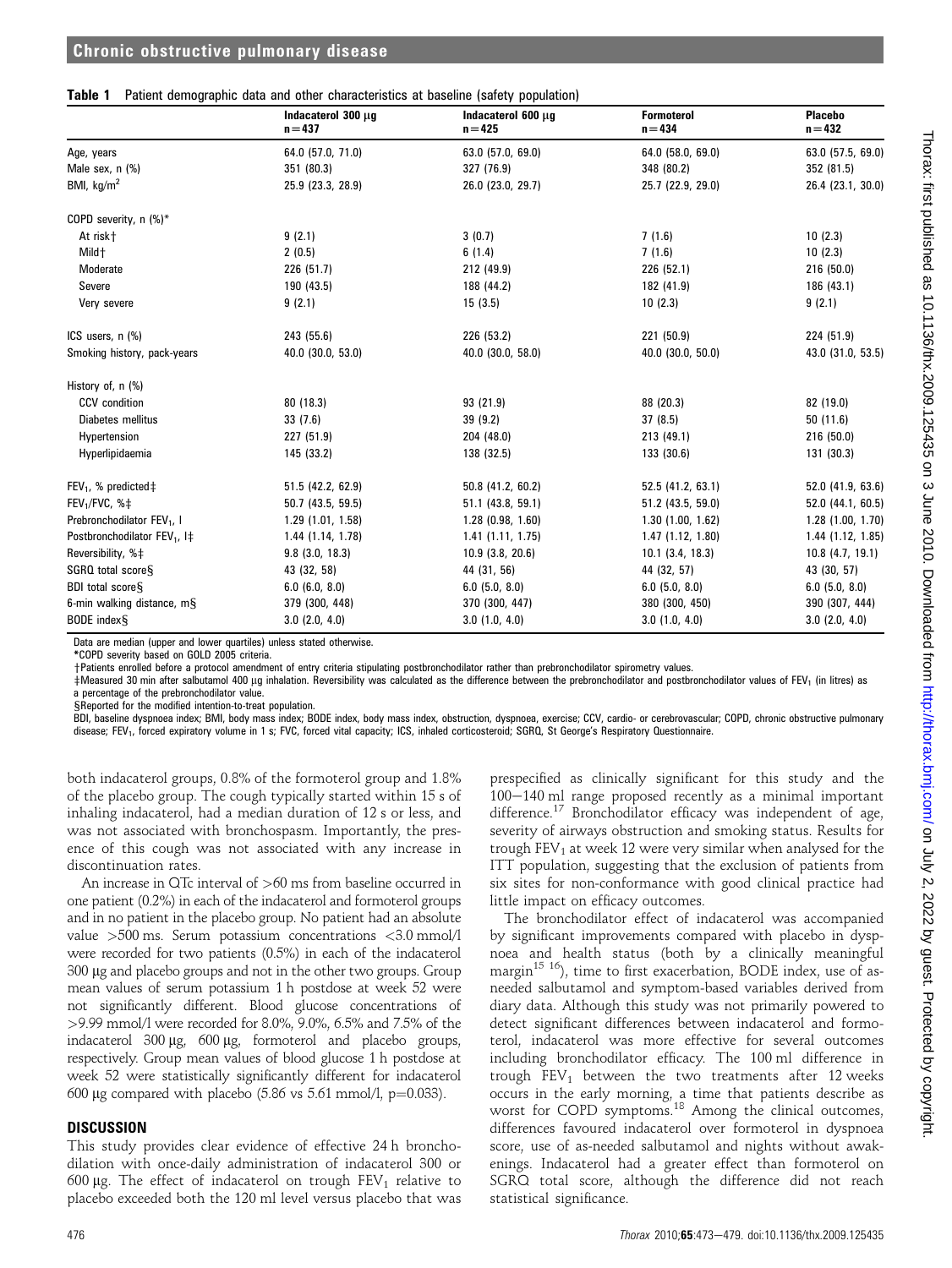**Table 1** Patient demographic data and other characteristics at baseline (safety population)

|  | Indacaterol 300 μg n=437 | Indacaterol 600 μg n=425 | Formoterol n=434 | Placebo n=432 |
|---|---|---|---|---|
| Age, years | 64.0 (57.0, 71.0) | 63.0 (57.0, 69.0) | 64.0 (58.0, 69.0) | 63.0 (57.5, 69.0) |
| Male sex, n (%) | 351 (80.3) | 327 (76.9) | 348 (80.2) | 352 (81.5) |
| BMI, kg/m$^2$ | 25.9 (23.3, 28.9) | 26.0 (23.0, 29.7) | 25.7 (22.9, 29.0) | 26.4 (23.1, 30.0) |
| COPD severity, n (%)* |  |  |  |  |
| At risk† | 9 (2.1) | 3 (0.7) | 7 (1.6) | 10 (2.3) |
| Mild† | 2 (0.5) | 6 (1.4) | 7 (1.6) | 10 (2.3) |
| Moderate | 226 (51.7) | 212 (49.9) | 226 (52.1) | 216 (50.0) |
| Severe | 190 (43.5) | 188 (44.2) | 182 (41.9) | 186 (43.1) |
| Very severe | 9 (2.1) | 15 (3.5) | 10 (2.3) | 9 (2.1) |
| ICS users, n (%) | 243 (55.6) | 226 (53.2) | 221 (50.9) | 224 (51.9) |
| Smoking history, pack-years | 40.0 (30.0, 53.0) | 40.0 (30.0, 58.0) | 40.0 (30.0, 50.0) | 43.0 (31.0, 53.5) |
| History of, n (%) |  |  |  |  |
| CCV condition | 80 (18.3) | 93 (21.9) | 88 (20.3) | 82 (19.0) |
| Diabetes mellitus | 33 (7.6) | 39 (9.2) | 37 (8.5) | 50 (11.6) |
| Hypertension | 227 (51.9) | 204 (48.0) | 213 (49.1) | 216 (50.0) |
| Hyperlipidaemia | 145 (33.2) | 138 (32.5) | 133 (30.6) | 131 (30.3) |
| $FEV_1$, % predicted‡ | 51.5 (42.2, 62.9) | 50.8 (41.2, 60.2) | 52.5 (41.2, 63.1) | 52.0 (41.9, 63.6) |
| $FEV_1$/FVC, %‡ | 50.7 (43.5, 59.5) | 51.1 (43.8, 59.1) | 51.2 (43.5, 59.0) | 52.0 (44.1, 60.5) |
| Prebronchodilator $FEV_1$, l | 1.29 (1.01, 1.58) | 1.28 (0.98, 1.60) | 1.30 (1.00, 1.62) | 1.28 (1.00, 1.70) |
| Postbronchodilator $FEV_1$, l‡ | 1.44 (1.14, 1.78) | 1.41 (1.11, 1.75) | 1.47 (1.12, 1.80) | 1.44 (1.12, 1.85) |
| Reversibility, %‡ | 9.8 (3.0, 18.3) | 10.9 (3.8, 20.6) | 10.1 (3.4, 18.3) | 10.8 (4.7, 19.1) |
| SGRQ total score§ | 43 (32, 58) | 44 (31, 56) | 44 (32, 57) | 43 (30, 57) |
| BDI total score§ | 6.0 (6.0, 8.0) | 6.0 (5.0, 8.0) | 6.0 (5.0, 8.0) | 6.0 (5.0, 8.0) |
| 6-min walking distance, m§ | 379 (300, 448) | 370 (300, 447) | 380 (300, 450) | 390 (307, 444) |
| BODE index§ | 3.0 (2.0, 4.0) | 3.0 (1.0, 4.0) | 3.0 (1.0, 4.0) | 3.0 (2.0, 4.0) |

Data are median (upper and lower quartiles) unless stated otherwise.

*COPD severity based on GOLD 2005 criteria.

†Patients enrolled before a protocol amendment of entry criteria stipulating postbronchodilator rather than prebronchodilator spirometry values.

‡Measured 30 min after salbutamol 400 μg inhalation. Reversibility was calculated as the difference between the prebronchodilator and postbronchodilator values of $FEV_1$ (in litres) as a percentage of the prebronchodilator value.

§Reported for the modified intention-to-treat population.

BDI, baseline dyspnoea index; BMI, body mass index; BODE index, body mass index, obstruction, dyspnoea, exercise; CCV, cardio- or cerebrovascular; COPD, chronic obstructive pulmonary disease; $FEV_1$, forced expiratory volume in 1 s; FVC, forced vital capacity; ICS, inhaled corticosteroid; SGRQ, St George's Respiratory Questionnaire.

both indacaterol groups, 0.8% of the formoterol group and 1.8% of the placebo group. The cough typically started within 15 s of inhaling indacaterol, had a median duration of 12 s or less, and was not associated with bronchospasm. Importantly, the presence of this cough was not associated with any increase in discontinuation rates.

An increase in QTc interval of >60 ms from baseline occurred in one patient (0.2%) in each of the indacaterol and formoterol groups and in no patient in the placebo group. No patient had an absolute value >500 ms. Serum potassium concentrations <3.0 mmol/l were recorded for two patients (0.5%) in each of the indacaterol 300 μg and placebo groups and not in the other two groups. Group mean values of serum potassium 1 h postdose at week 52 were not significantly different. Blood glucose concentrations of >9.99 mmol/l were recorded for 8.0%, 9.0%, 6.5% and 7.5% of the indacaterol 300 μg, 600 μg, formoterol and placebo groups, respectively. Group mean values of blood glucose 1 h postdose at week 52 were statistically significantly different for indacaterol 600 μg compared with placebo (5.86 vs 5.61 mmol/l, p=0.033).

## DISCUSSION

This study provides clear evidence of effective 24 h bronchodilation with once-daily administration of indacaterol 300 or 600 μg. The effect of indacaterol on trough $FEV_1$ relative to placebo exceeded both the 120 ml level versus placebo that was prespecified as clinically significant for this study and the 100–140 ml range proposed recently as a minimal important difference.[17] Bronchodilator efficacy was independent of age, severity of airways obstruction and smoking status. Results for trough $FEV_1$ at week 12 were very similar when analysed for the ITT population, suggesting that the exclusion of patients from six sites for non-conformance with good clinical practice had little impact on efficacy outcomes.

The bronchodilator effect of indacaterol was accompanied by significant improvements compared with placebo in dyspnoea and health status (both by a clinically meaningful margin[15 16]), time to first exacerbation, BODE index, use of as-needed salbutamol and symptom-based variables derived from diary data. Although this study was not primarily powered to detect significant differences between indacaterol and formoterol, indacaterol was more effective for several outcomes including bronchodilator efficacy. The 100 ml difference in trough $FEV_1$ between the two treatments after 12 weeks occurs in the early morning, a time that patients describe as worst for COPD symptoms.[18] Among the clinical outcomes, differences favoured indacaterol over formoterol in dyspnoea score, use of as-needed salbutamol and nights without awakenings. Indacaterol had a greater effect than formoterol on SGRQ total score, although the difference did not reach statistical significance.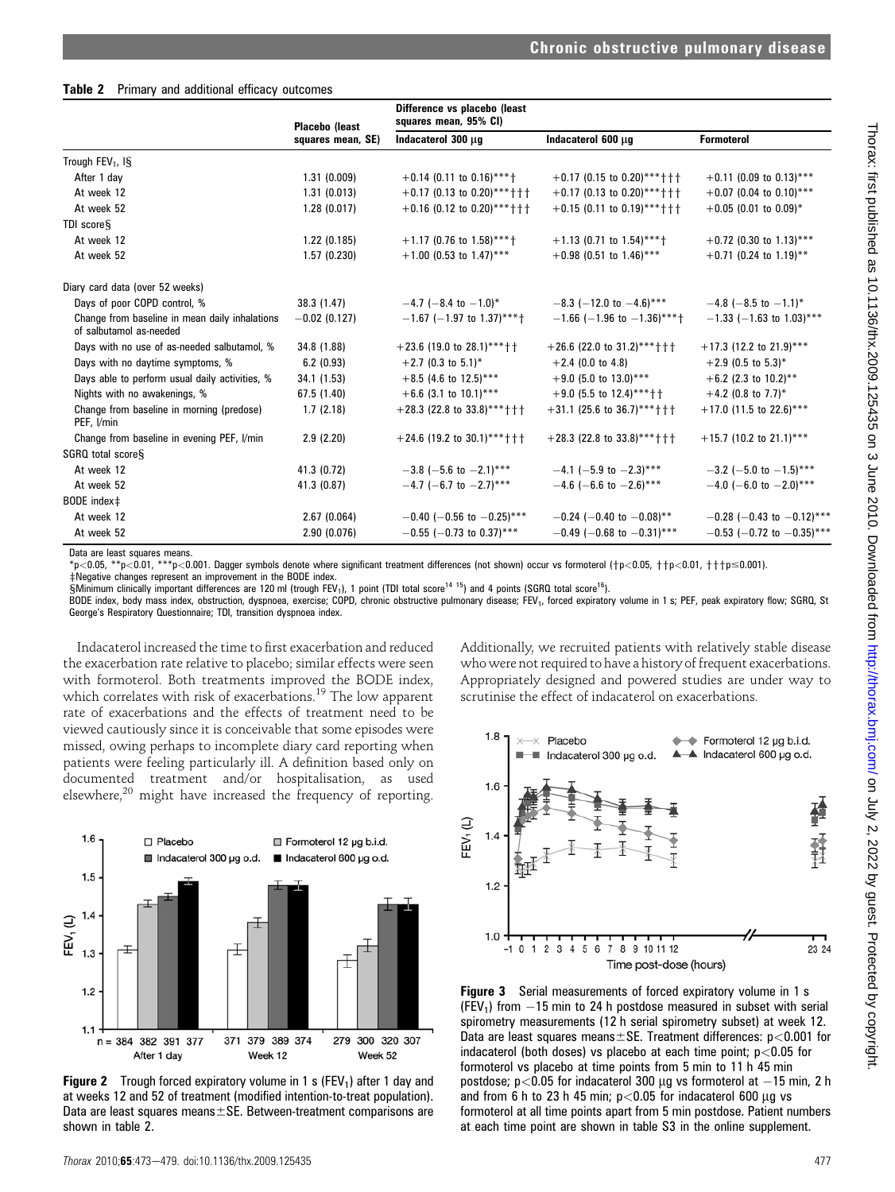**Table 2** Primary and additional efficacy outcomes

| | Placebo (least squares mean, SE) | Difference vs placebo (least squares mean, 95% CI) | | |
|---|---|---|---|---|
| | | Indacaterol 300 µg | Indacaterol 600 µg | Formoterol |
| Trough $FEV_1$, l§ | | | | |
| After 1 day | 1.31 (0.009) | +0.14 (0.11 to 0.16)***† | +0.17 (0.15 to 0.20)***††† | +0.11 (0.09 to 0.13)*** |
| At week 12 | 1.31 (0.013) | +0.17 (0.13 to 0.20)***††† | +0.17 (0.13 to 0.20)***††† | +0.07 (0.04 to 0.10)*** |
| At week 52 | 1.28 (0.017) | +0.16 (0.12 to 0.20)***††† | +0.15 (0.11 to 0.19)***††† | +0.05 (0.01 to 0.09)* |
| TDI score§ | | | | |
| At week 12 | 1.22 (0.185) | +1.17 (0.76 to 1.58)***† | +1.13 (0.71 to 1.54)***† | +0.72 (0.30 to 1.13)*** |
| At week 52 | 1.57 (0.230) | +1.00 (0.53 to 1.47)*** | +0.98 (0.51 to 1.46)*** | +0.71 (0.24 to 1.19)** |
| Diary card data (over 52 weeks) | | | | |
| Days of poor COPD control, % | 38.3 (1.47) | −4.7 (−8.4 to −1.0)* | −8.3 (−12.0 to −4.6)*** | −4.8 (−8.5 to −1.1)* |
| Change from baseline in mean daily inhalations of salbutamol as-needed | −0.02 (0.127) | −1.67 (−1.97 to 1.37)***† | −1.66 (−1.96 to −1.36)***† | −1.33 (−1.63 to 1.03)*** |
| Days with no use of as-needed salbutamol, % | 34.8 (1.88) | +23.6 (19.0 to 28.1)***†† | +26.6 (22.0 to 31.2)***††† | +17.3 (12.2 to 21.9)*** |
| Days with no daytime symptoms, % | 6.2 (0.93) | +2.7 (0.3 to 5.1)* | +2.4 (0.0 to 4.8) | +2.9 (0.5 to 5.3)* |
| Days able to perform usual daily activities, % | 34.1 (1.53) | +8.5 (4.6 to 12.5)*** | +9.0 (5.0 to 13.0)*** | +6.2 (2.3 to 10.2)** |
| Nights with no awakenings, % | 67.5 (1.40) | +6.6 (3.1 to 10.1)*** | +9.0 (5.5 to 12.4)***†† | +4.2 (0.8 to 7.7)* |
| Change from baseline in morning (predose) PEF, l/min | 1.7 (2.18) | +28.3 (22.8 to 33.8)***††† | +31.1 (25.6 to 36.7)***††† | +17.0 (11.5 to 22.6)*** |
| Change from baseline in evening PEF, l/min | 2.9 (2.20) | +24.6 (19.2 to 30.1)***††† | +28.3 (22.8 to 33.8)***††† | +15.7 (10.2 to 21.1)*** |
| SGRQ total score§ | | | | |
| At week 12 | 41.3 (0.72) | −3.8 (−5.6 to −2.1)*** | −4.1 (−5.9 to −2.3)*** | −3.2 (−5.0 to −1.5)*** |
| At week 52 | 41.3 (0.87) | −4.7 (−6.7 to −2.7)*** | −4.6 (−6.6 to −2.6)*** | −4.0 (−6.0 to −2.0)*** |
| BODE index‡ | | | | |
| At week 12 | 2.67 (0.064) | −0.40 (−0.56 to −0.25)*** | −0.24 (−0.40 to −0.08)** | −0.28 (−0.43 to −0.12)*** |
| At week 52 | 2.90 (0.076) | −0.55 (−0.73 to 0.37)*** | −0.49 (−0.68 to −0.31)*** | −0.53 (−0.72 to −0.35)*** |

Data are least squares means.

*$p<0.05$, **$p<0.01$, ***$p<0.001$. Dagger symbols denote where significant treatment differences (not shown) occur vs formoterol (†$p<0.05$, ††$p<0.01$, †††$p\leq0.001$).

‡Negative changes represent an improvement in the BODE index.

§Minimum clinically important differences are 120 ml (trough $FEV_1$), 1 point (TDI total score[14 15]) and 4 points (SGRQ total score[16]).

BODE index, body mass index, obstruction, dyspnoea, exercise; COPD, chronic obstructive pulmonary disease; $FEV_1$, forced expiratory volume in 1 s; PEF, peak expiratory flow; SGRQ, St George's Respiratory Questionnaire; TDI, transition dyspnoea index.

Indacaterol increased the time to first exacerbation and reduced the exacerbation rate relative to placebo; similar effects were seen with formoterol. Both treatments improved the BODE index, which correlates with risk of exacerbations.[19] The low apparent rate of exacerbations and the effects of treatment need to be viewed cautiously since it is conceivable that some episodes were missed, owing perhaps to incomplete diary card reporting when patients were feeling particularly ill. A definition based only on documented treatment and/or hospitalisation, as used elsewhere,[20] might have increased the frequency of reporting. Additionally, we recruited patients with relatively stable disease who were not required to have a history of frequent exacerbations. Appropriately designed and powered studies are under way to scrutinise the effect of indacaterol on exacerbations.

**Figure 2** Trough forced expiratory volume in 1 s ($FEV_1$) after 1 day and at weeks 12 and 52 of treatment (modified intention-to-treat population). Data are least squares means±SE. Between-treatment comparisons are shown in table 2.

**Figure 3** Serial measurements of forced expiratory volume in 1 s ($FEV_1$) from −15 min to 24 h postdose measured in subset with serial spirometry measurements (12 h serial spirometry subset) at week 12. Data are least squares means±SE. Treatment differences: $p<0.001$ for indacaterol (both doses) vs placebo at each time point; $p<0.05$ for formoterol vs placebo at time points from 5 min to 11 h 45 min postdose; $p<0.05$ for indacaterol 300 µg vs formoterol at −15 min, 2 h and from 6 h to 23 h 45 min; $p<0.05$ for indacaterol 600 µg vs formoterol at all time points apart from 5 min postdose. Patient numbers at each time point are shown in table S3 in the online supplement.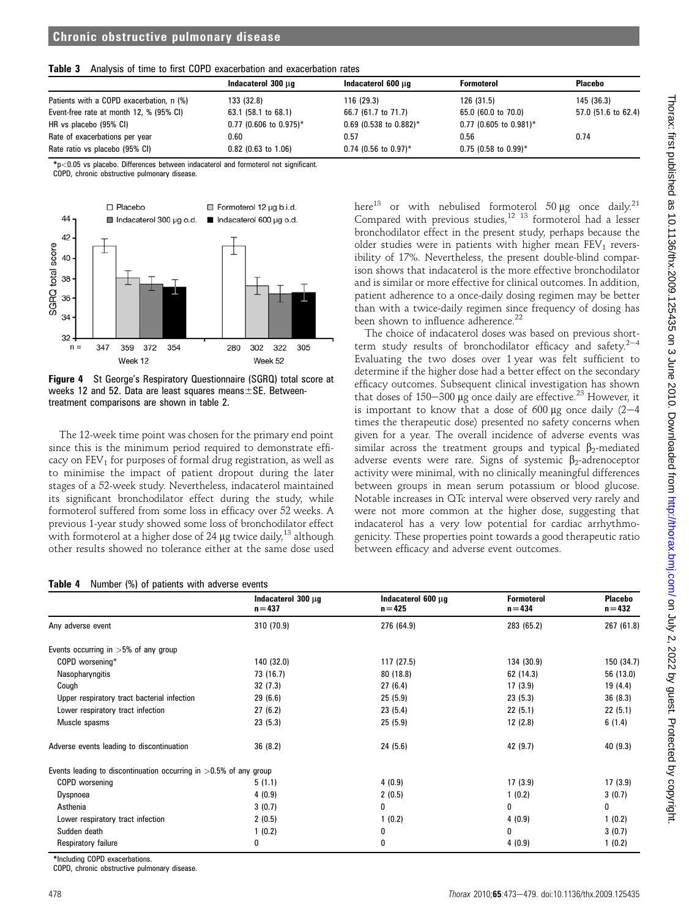**Table 3** Analysis of time to first COPD exacerbation and exacerbation rates

| | Indacaterol 300 μg | Indacaterol 600 μg | Formoterol | Placebo |
|---|---|---|---|---|
| Patients with a COPD exacerbation, n (%) | 133 (32.8) | 116 (29.3) | 126 (31.5) | 145 (36.3) |
| Event-free rate at month 12, % (95% CI) | 63.1 (58.1 to 68.1) | 66.7 (61.7 to 71.7) | 65.0 (60.0 to 70.0) | 57.0 (51.6 to 62.4) |
| HR vs placebo (95% CI) | 0.77 (0.606 to 0.975)* | 0.69 (0.538 to 0.882)* | 0.77 (0.605 to 0.981)* | |
| Rate of exacerbations per year | 0.60 | 0.57 | 0.56 | 0.74 |
| Rate ratio vs placebo (95% CI) | 0.82 (0.63 to 1.06) | 0.74 (0.56 to 0.97)* | 0.75 (0.58 to 0.99)* | |

*$p<0.05$ vs placebo. Differences between indacaterol and formoterol not significant.
COPD, chronic obstructive pulmonary disease.

**Figure 4** St George's Respiratory Questionnaire (SGRQ) total score at weeks 12 and 52. Data are least squares means±SE. Between-treatment comparisons are shown in table 2.

The 12-week time point was chosen for the primary end point since this is the minimum period required to demonstrate efficacy on $FEV_1$ for purposes of formal drug registration, as well as to minimise the impact of patient dropout during the later stages of a 52-week study. Nevertheless, indacaterol maintained its significant bronchodilator effect during the study, while formoterol suffered from some loss in efficacy over 52 weeks. A previous 1-year study showed some loss of bronchodilator effect with formoterol at a higher dose of 24 μg twice daily,[13] although other results showed no tolerance either at the same dose used here[13] or with nebulised formoterol 50 μg once daily.[21] Compared with previous studies,[12 13] formoterol had a lesser bronchodilator effect in the present study, perhaps because the older studies were in patients with higher mean $FEV_1$ reversibility of 17%. Nevertheless, the present double-blind comparison shows that indacaterol is the more effective bronchodilator and is similar or more effective for clinical outcomes. In addition, patient adherence to a once-daily dosing regimen may be better than with a twice-daily regimen since frequency of dosing has been shown to influence adherence.[22]

The choice of indacaterol doses was based on previous short-term study results of bronchodilator efficacy and safety.[2–4] Evaluating the two doses over 1 year was felt sufficient to determine if the higher dose had a better effect on the secondary efficacy outcomes. Subsequent clinical investigation has shown that doses of 150–300 μg once daily are effective.[23] However, it is important to know that a dose of 600 μg once daily (2–4 times the therapeutic dose) presented no safety concerns when given for a year. The overall incidence of adverse events was similar across the treatment groups and typical $\beta_2$-mediated adverse events were rare. Signs of systemic $\beta_2$-adrenoceptor activity were minimal, with no clinically meaningful differences between groups in mean serum potassium or blood glucose. Notable increases in QTc interval were observed very rarely and were not more common at the higher dose, suggesting that indacaterol has a very low potential for cardiac arrhythmogenicity. These properties point towards a good therapeutic ratio between efficacy and adverse event outcomes.

**Table 4** Number (%) of patients with adverse events

| | Indacaterol 300 μg n=437 | Indacaterol 600 μg n=425 | Formoterol n=434 | Placebo n=432 |
|---|---|---|---|---|
| Any adverse event | 310 (70.9) | 276 (64.9) | 283 (65.2) | 267 (61.8) |
| Events occurring in >5% of any group | | | | |
| COPD worsening* | 140 (32.0) | 117 (27.5) | 134 (30.9) | 150 (34.7) |
| Nasopharyngitis | 73 (16.7) | 80 (18.8) | 62 (14.3) | 56 (13.0) |
| Cough | 32 (7.3) | 27 (6.4) | 17 (3.9) | 19 (4.4) |
| Upper respiratory tract bacterial infection | 29 (6.6) | 25 (5.9) | 23 (5.3) | 36 (8.3) |
| Lower respiratory tract infection | 27 (6.2) | 23 (5.4) | 22 (5.1) | 22 (5.1) |
| Muscle spasms | 23 (5.3) | 25 (5.9) | 12 (2.8) | 6 (1.4) |
| Adverse events leading to discontinuation | 36 (8.2) | 24 (5.6) | 42 (9.7) | 40 (9.3) |
| Events leading to discontinuation occurring in >0.5% of any group | | | | |
| COPD worsening | 5 (1.1) | 4 (0.9) | 17 (3.9) | 17 (3.9) |
| Dyspnoea | 4 (0.9) | 2 (0.5) | 1 (0.2) | 3 (0.7) |
| Asthenia | 3 (0.7) | 0 | 0 | 0 |
| Lower respiratory tract infection | 2 (0.5) | 1 (0.2) | 4 (0.9) | 1 (0.2) |
| Sudden death | 1 (0.2) | 0 | 0 | 3 (0.7) |
| Respiratory failure | 0 | 0 | 4 (0.9) | 1 (0.2) |

*Including COPD exacerbations.
COPD, chronic obstructive pulmonary disease.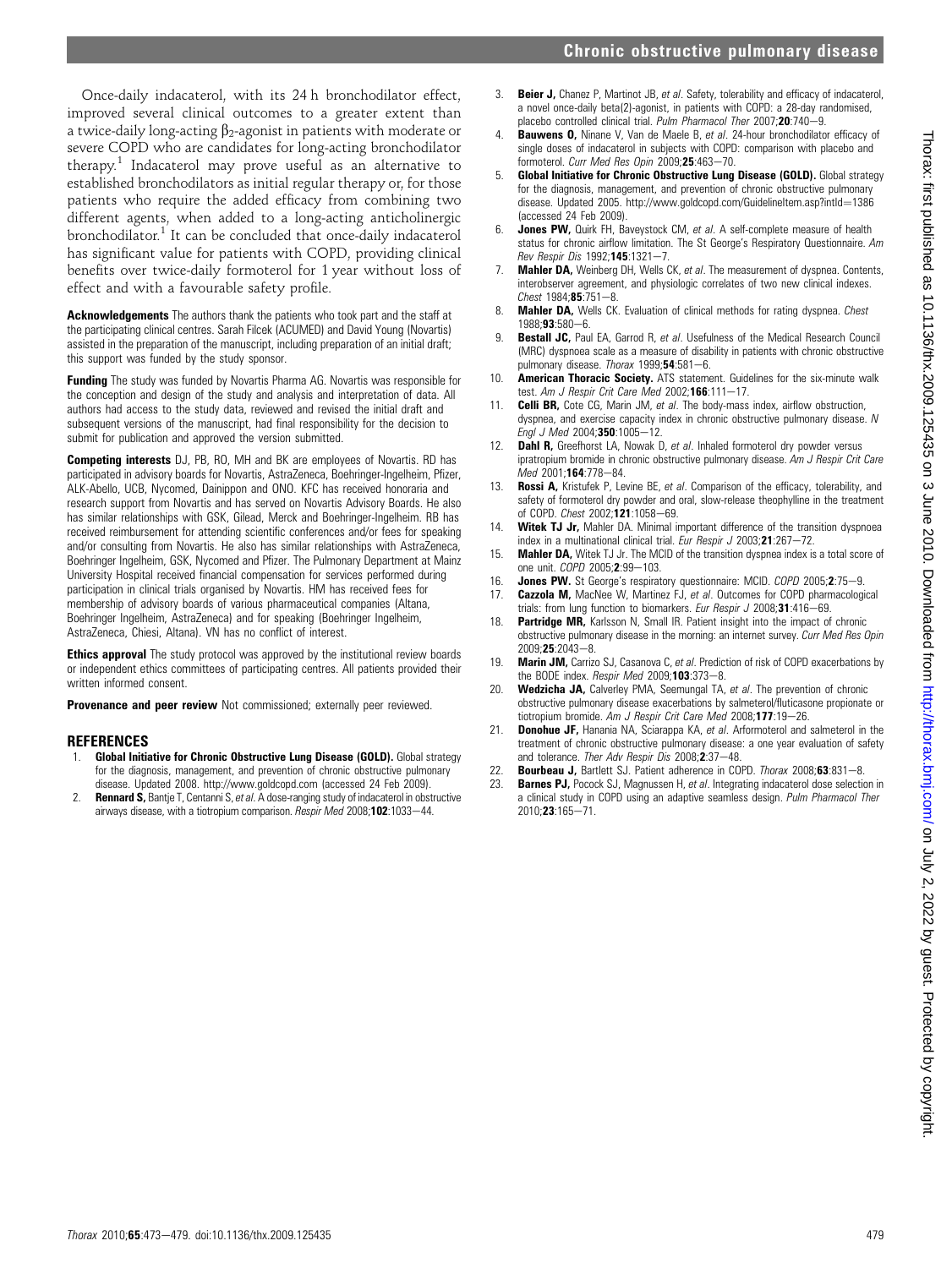Once-daily indacaterol, with its 24 h bronchodilator effect, improved several clinical outcomes to a greater extent than a twice-daily long-acting $\beta_2$-agonist in patients with moderate or severe COPD who are candidates for long-acting bronchodilator therapy.[1] Indacaterol may prove useful as an alternative to established bronchodilators as initial regular therapy or, for those patients who require the added efficacy from combining two different agents, when added to a long-acting anticholinergic bronchodilator.[1] It can be concluded that once-daily indacaterol has significant value for patients with COPD, providing clinical benefits over twice-daily formoterol for 1 year without loss of effect and with a favourable safety profile.

**Acknowledgements** The authors thank the patients who took part and the staff at the participating clinical centres. Sarah Filcek (ACUMED) and David Young (Novartis) assisted in the preparation of the manuscript, including preparation of an initial draft; this support was funded by the study sponsor.

**Funding** The study was funded by Novartis Pharma AG. Novartis was responsible for the conception and design of the study and analysis and interpretation of data. All authors had access to the study data, reviewed and revised the initial draft and subsequent versions of the manuscript, had final responsibility for the decision to submit for publication and approved the version submitted.

**Competing interests** DJ, PB, RO, MH and BK are employees of Novartis. RD has participated in advisory boards for Novartis, AstraZeneca, Boehringer-Ingelheim, Pfizer, ALK-Abello, UCB, Nycomed, Dainippon and ONO. KFC has received honoraria and research support from Novartis and has served on Novartis Advisory Boards. He also has similar relationships with GSK, Gilead, Merck and Boehringer-Ingelheim. RB has received reimbursement for attending scientific conferences and/or fees for speaking and/or consulting from Novartis. He also has similar relationships with AstraZeneca, Boehringer Ingelheim, GSK, Nycomed and Pfizer. The Pulmonary Department at Mainz University Hospital received financial compensation for services performed during participation in clinical trials organised by Novartis. HM has received fees for membership of advisory boards of various pharmaceutical companies (Altana, Boehringer Ingelheim, AstraZeneca) and for speaking (Boehringer Ingelheim, AstraZeneca, Chiesi, Altana). VN has no conflict of interest.

**Ethics approval** The study protocol was approved by the institutional review boards or independent ethics committees of participating centres. All patients provided their written informed consent.

**Provenance and peer review** Not commissioned; externally peer reviewed.

## REFERENCES

1. **Global Initiative for Chronic Obstructive Lung Disease (GOLD).** Global strategy for the diagnosis, management, and prevention of chronic obstructive pulmonary disease. Updated 2008. http://www.goldcopd.com (accessed 24 Feb 2009).
2. **Rennard S,** Bantje T, Centanni S, *et al*. A dose-ranging study of indacaterol in obstructive airways disease, with a tiotropium comparison. *Respir Med* 2008;**102**:1033—44.
3. **Beier J,** Chanez P, Martinot JB, *et al*. Safety, tolerability and efficacy of indacaterol, a novel once-daily beta(2)-agonist, in patients with COPD: a 28-day randomised, placebo controlled clinical trial. *Pulm Pharmacol Ther* 2007;**20**:740—9.
4. **Bauwens O,** Ninane V, Van de Maele B, *et al*. 24-hour bronchodilator efficacy of single doses of indacaterol in subjects with COPD: comparison with placebo and formoterol. *Curr Med Res Opin* 2009;**25**:463—70.
5. **Global Initiative for Chronic Obstructive Lung Disease (GOLD).** Global strategy for the diagnosis, management, and prevention of chronic obstructive pulmonary disease. Updated 2005. http://www.goldcopd.com/GuidelineItem.asp?intId=1386 (accessed 24 Feb 2009).
6. **Jones PW,** Quirk FH, Baveystock CM, *et al*. A self-complete measure of health status for chronic airflow limitation. The St George's Respiratory Questionnaire. *Am Rev Respir Dis* 1992;**145**:1321—7.
7. **Mahler DA,** Weinberg DH, Wells CK, *et al*. The measurement of dyspnea. Contents, interobserver agreement, and physiologic correlates of two new clinical indexes. *Chest* 1984;**85**:751—8.
8. **Mahler DA,** Wells CK. Evaluation of clinical methods for rating dyspnea. *Chest* 1988;**93**:580—6.
9. **Bestall JC,** Paul EA, Garrod R, *et al*. Usefulness of the Medical Research Council (MRC) dyspnoea scale as a measure of disability in patients with chronic obstructive pulmonary disease. *Thorax* 1999;**54**:581—6.
10. **American Thoracic Society.** ATS statement. Guidelines for the six-minute walk test. *Am J Respir Crit Care Med* 2002;**166**:111—17.
11. **Celli BR,** Cote CG, Marin JM, *et al*. The body-mass index, airflow obstruction, dyspnea, and exercise capacity index in chronic obstructive pulmonary disease. *N Engl J Med* 2004;**350**:1005—12.
12. **Dahl R,** Greefhorst LA, Nowak D, *et al*. Inhaled formoterol dry powder versus ipratropium bromide in chronic obstructive pulmonary disease. *Am J Respir Crit Care Med* 2001;**164**:778—84.
13. **Rossi A,** Kristufek P, Levine BE, *et al*. Comparison of the efficacy, tolerability, and safety of formoterol dry powder and oral, slow-release theophylline in the treatment of COPD. *Chest* 2002;**121**:1058—69.
14. **Witek TJ Jr,** Mahler DA. Minimal important difference of the transition dyspnoea index in a multinational clinical trial. *Eur Respir J* 2003;**21**:267—72.
15. **Mahler DA,** Witek TJ Jr. The MCID of the transition dyspnea index is a total score of one unit. *COPD* 2005;**2**:99—103.
16. **Jones PW.** St George's respiratory questionnaire: MCID. *COPD* 2005;**2**:75—9.
17. **Cazzola M,** MacNee W, Martinez FJ, *et al*. Outcomes for COPD pharmacological trials: from lung function to biomarkers. *Eur Respir J* 2008;**31**:416—69.
18. **Partridge MR,** Karlsson N, Small IR. Patient insight into the impact of chronic obstructive pulmonary disease in the morning: an internet survey. *Curr Med Res Opin* 2009;**25**:2043—8.
19. **Marin JM,** Carrizo SJ, Casanova C, *et al*. Prediction of risk of COPD exacerbations by the BODE index. *Respir Med* 2009;**103**:373—8.
20. **Wedzicha JA,** Calverley PMA, Seemungal TA, *et al*. The prevention of chronic obstructive pulmonary disease exacerbations by salmeterol/fluticasone propionate or tiotropium bromide. *Am J Respir Crit Care Med* 2008;**177**:19—26.
21. **Donohue JF,** Hanania NA, Sciarappa KA, *et al*. Arformoterol and salmeterol in the treatment of chronic obstructive pulmonary disease: a one year evaluation of safety and tolerance. *Ther Adv Respir Dis* 2008;**2**:37—48.
22. **Bourbeau J,** Bartlett SJ. Patient adherence in COPD. *Thorax* 2008;**63**:831—8.
23. **Barnes PJ,** Pocock SJ, Magnussen H, *et al*. Integrating indacaterol dose selection in a clinical study in COPD using an adaptive seamless design. *Pulm Pharmacol Ther* 2010;**23**:165—71.